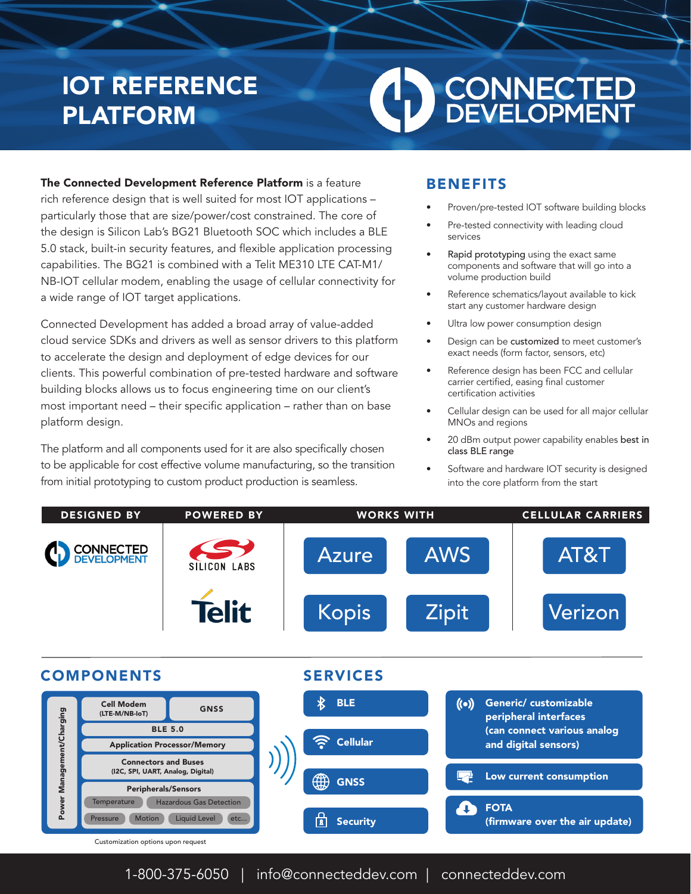# IOT REFERENCE PLATFORM

CONNECTED DEVELOPMENT

**The Connected Development Reference Platform** is a feature rich reference design that is well suited for most IOT applications – particularly those that are size/power/cost constrained. The core of the design is Silicon Lab's BG21 Bluetooth SOC which includes a BLE 5.0 stack, built-in security features, and flexible application processing capabilities. The BG21 is combined with a Telit ME310 LTE CAT-M1/ NB-IOT cellular modem, enabling the usage of cellular connectivity for a wide range of IOT target applications.

Connected Development has added a broad array of value-added cloud service SDKs and drivers as well as sensor drivers to this platform to accelerate the design and deployment of edge devices for our clients. This powerful combination of pre-tested hardware and software building blocks allows us to focus engineering time on our client's most important need – their specific application – rather than on base platform design.

The platform and all components used for it are also specifically chosen to be applicable for cost effective volume manufacturing, so the transition from initial prototyping to custom product production is seamless.

## BENEFITS

- Proven/pre-tested IOT software building blocks
- Pre-tested connectivity with leading cloud services
- Rapid prototyping using the exact same components and software that will go into a volume production build
- Reference schematics/layout available to kick start any customer hardware design
- Ultra low power consumption design
- Design can be customized to meet customer's exact needs (form factor, sensors, etc)
- Reference design has been FCC and cellular carrier certified, easing final customer certification activities
- Cellular design can be used for all major cellular MNOs and regions
- 20 dBm output power capability enables best in class BLE range
- Software and hardware IOT security is designed into the core platform from the start

| DESIGNED BY | POWERED BY | WORKS WITH | | CELLULAR CARRIERS |
|---|---|---|---|---|
| CONNECTED DEVELOPMENT | SILICON LABS | Azure | AWS | AT&T |
| | Telit | Kopis | Zipit | Verizon |

## COMPONENTS

- Power Management/Charging
- Cell Modem (LTE-M/NB-IoT)
- GNSS
- BLE 5.0
- Application Processor/Memory
- Connectors and Buses (I2C, SPI, UART, Analog, Digital)
- Peripherals/Sensors
  - Temperature
  - Hazardous Gas Detection
  - Pressure
  - Motion
  - Liquid Level
  - etc...

Customization options upon request

## SERVICES

- BLE
- Cellular
- GNSS
- Security
- Generic/ customizable peripheral interfaces (can connect various analog and digital sensors)
- Low current consumption
- FOTA (firmware over the air update)

1-800-375-6050 | info@connecteddev.com | connecteddev.com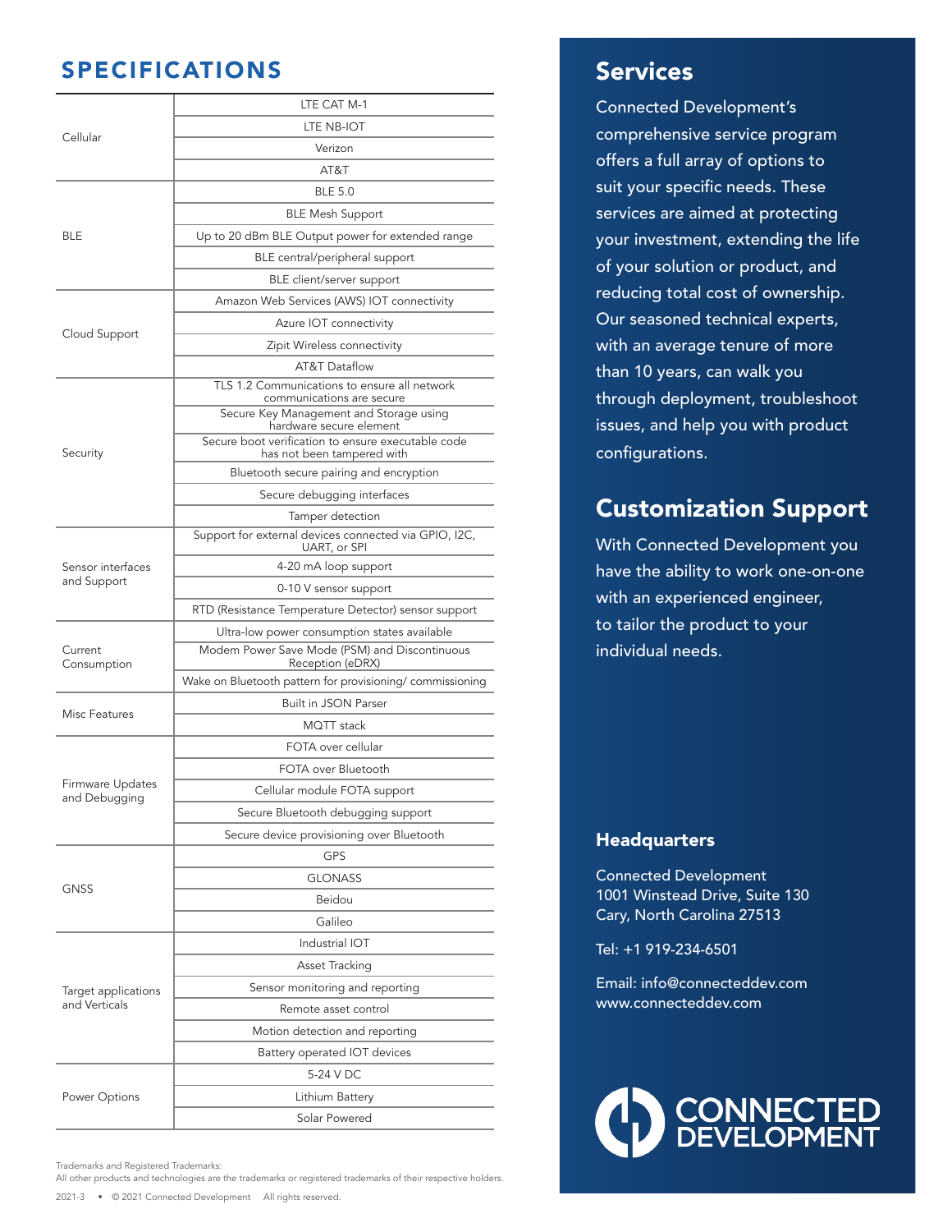## SPECIFICATIONS

| | |
|---|---|
| Cellular | LTE CAT M-1 |
| | LTE NB-IOT |
| | Verizon |
| | AT&T |
| BLE | BLE 5.0 |
| | BLE Mesh Support |
| | Up to 20 dBm BLE Output power for extended range |
| | BLE central/peripheral support |
| | BLE client/server support |
| Cloud Support | Amazon Web Services (AWS) IOT connectivity |
| | Azure IOT connectivity |
| | Zipit Wireless connectivity |
| | AT&T Dataflow |
| Security | TLS 1.2 Communications to ensure all network communications are secure |
| | Secure Key Management and Storage using hardware secure element |
| | Secure boot verification to ensure executable code has not been tampered with |
| | Bluetooth secure pairing and encryption |
| | Secure debugging interfaces |
| | Tamper detection |
| Sensor interfaces and Support | Support for external devices connected via GPIO, I2C, UART, or SPI |
| | 4-20 mA loop support |
| | 0-10 V sensor support |
| | RTD (Resistance Temperature Detector) sensor support |
| Current Consumption | Ultra-low power consumption states available |
| | Modem Power Save Mode (PSM) and Discontinuous Reception (eDRX) |
| | Wake on Bluetooth pattern for provisioning/ commissioning |
| Misc Features | Built in JSON Parser |
| | MQTT stack |
| Firmware Updates and Debugging | FOTA over cellular |
| | FOTA over Bluetooth |
| | Cellular module FOTA support |
| | Secure Bluetooth debugging support |
| | Secure device provisioning over Bluetooth |
| GNSS | GPS |
| | GLONASS |
| | Beidou |
| | Galileo |
| Target applications and Verticals | Industrial IOT |
| | Asset Tracking |
| | Sensor monitoring and reporting |
| | Remote asset control |
| | Motion detection and reporting |
| | Battery operated IOT devices |
| Power Options | 5-24 V DC |
| | Lithium Battery |
| | Solar Powered |

Trademarks and Registered Trademarks:
All other products and technologies are the trademarks or registered trademarks of their respective holders.

2021-3 • © 2021 Connected Development All rights reserved.

## Services

Connected Development's comprehensive service program offers a full array of options to suit your specific needs. These services are aimed at protecting your investment, extending the life of your solution or product, and reducing total cost of ownership. Our seasoned technical experts, with an average tenure of more than 10 years, can walk you through deployment, troubleshoot issues, and help you with product configurations.

## Customization Support

With Connected Development you have the ability to work one-on-one with an experienced engineer, to tailor the product to your individual needs.

### Headquarters

Connected Development
1001 Winstead Drive, Suite 130
Cary, North Carolina 27513

Tel: +1 919-234-6501

Email: info@connecteddev.com
www.connecteddev.com

CONNECTED DEVELOPMENT